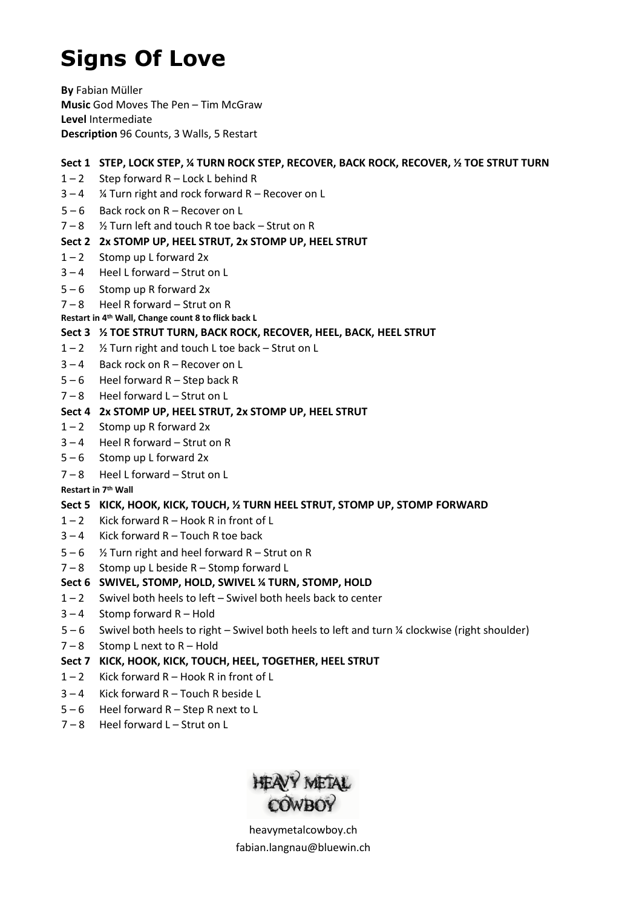# Signs Of Love

**By** Fabian Müller
**Music** God Moves The Pen – Tim McGraw
**Level** Intermediate
**Description** 96 Counts, 3 Walls, 5 Restart

**Sect 1 STEP, LOCK STEP, ¼ TURN ROCK STEP, RECOVER, BACK ROCK, RECOVER, ½ TOE STRUT TURN**

1 – 2 Step forward R – Lock L behind R
3 – 4 ¼ Turn right and rock forward R – Recover on L
5 – 6 Back rock on R – Recover on L
7 – 8 ½ Turn left and touch R toe back – Strut on R

**Sect 2 2x STOMP UP, HEEL STRUT, 2x STOMP UP, HEEL STRUT**

1 – 2 Stomp up L forward 2x
3 – 4 Heel L forward – Strut on L
5 – 6 Stomp up R forward 2x
7 – 8 Heel R forward – Strut on R

**Restart in 4th Wall, Change count 8 to flick back L**

**Sect 3 ½ TOE STRUT TURN, BACK ROCK, RECOVER, HEEL, BACK, HEEL STRUT**

1 – 2 ½ Turn right and touch L toe back – Strut on L
3 – 4 Back rock on R – Recover on L
5 – 6 Heel forward R – Step back R
7 – 8 Heel forward L – Strut on L

**Sect 4 2x STOMP UP, HEEL STRUT, 2x STOMP UP, HEEL STRUT**

1 – 2 Stomp up R forward 2x
3 – 4 Heel R forward – Strut on R
5 – 6 Stomp up L forward 2x
7 – 8 Heel L forward – Strut on L

**Restart in 7th Wall**

**Sect 5 KICK, HOOK, KICK, TOUCH, ½ TURN HEEL STRUT, STOMP UP, STOMP FORWARD**

1 – 2 Kick forward R – Hook R in front of L
3 – 4 Kick forward R – Touch R toe back
5 – 6 ½ Turn right and heel forward R – Strut on R
7 – 8 Stomp up L beside R – Stomp forward L

**Sect 6 SWIVEL, STOMP, HOLD, SWIVEL ¼ TURN, STOMP, HOLD**

1 – 2 Swivel both heels to left – Swivel both heels back to center
3 – 4 Stomp forward R – Hold
5 – 6 Swivel both heels to right – Swivel both heels to left and turn ¼ clockwise (right shoulder)
7 – 8 Stomp L next to R – Hold

**Sect 7 KICK, HOOK, KICK, TOUCH, HEEL, TOGETHER, HEEL STRUT**

1 – 2 Kick forward R – Hook R in front of L
3 – 4 Kick forward R – Touch R beside L
5 – 6 Heel forward R – Step R next to L
7 – 8 Heel forward L – Strut on L

HEAVY METAL COWBOY

heavymetalcowboy.ch
fabian.langnau@bluewin.ch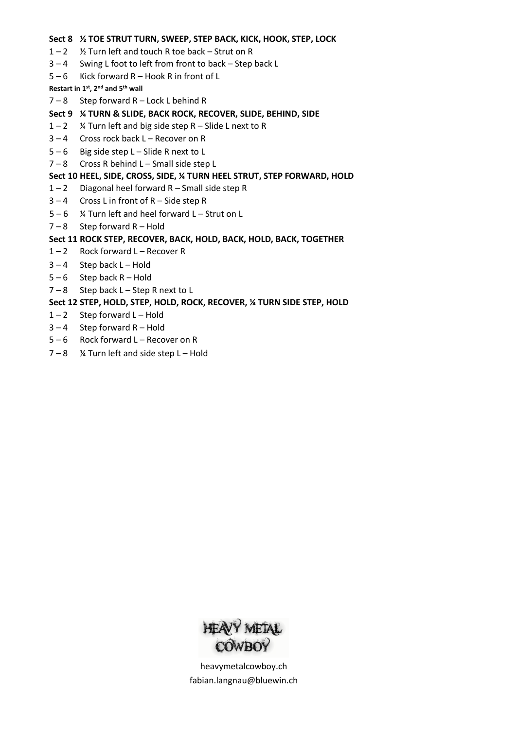**Sect 8 ½ TOE STRUT TURN, SWEEP, STEP BACK, KICK, HOOK, STEP, LOCK**

1 – 2 ½ Turn left and touch R toe back – Strut on R

3 – 4 Swing L foot to left from front to back – Step back L

5 – 6 Kick forward R – Hook R in front of L

**Restart in 1st, 2nd and 5th wall**

7 – 8 Step forward R – Lock L behind R

**Sect 9 ¼ TURN & SLIDE, BACK ROCK, RECOVER, SLIDE, BEHIND, SIDE**

1 – 2 ¼ Turn left and big side step R – Slide L next to R

3 – 4 Cross rock back L – Recover on R

5 – 6 Big side step L – Slide R next to L

7 – 8 Cross R behind L – Small side step L

**Sect 10 HEEL, SIDE, CROSS, SIDE, ¼ TURN HEEL STRUT, STEP FORWARD, HOLD**

1 – 2 Diagonal heel forward R – Small side step R

3 – 4 Cross L in front of R – Side step R

5 – 6 ¼ Turn left and heel forward L – Strut on L

7 – 8 Step forward R – Hold

**Sect 11 ROCK STEP, RECOVER, BACK, HOLD, BACK, HOLD, BACK, TOGETHER**

1 – 2 Rock forward L – Recover R

3 – 4 Step back L – Hold

5 – 6 Step back R – Hold

7 – 8 Step back L – Step R next to L

**Sect 12 STEP, HOLD, STEP, HOLD, ROCK, RECOVER, ¼ TURN SIDE STEP, HOLD**

1 – 2 Step forward L – Hold

3 – 4 Step forward R – Hold

5 – 6 Rock forward L – Recover on R

7 – 8 ¼ Turn left and side step L – Hold

HEAVY METAL COWBOY

heavymetalcowboy.ch

fabian.langnau@bluewin.ch